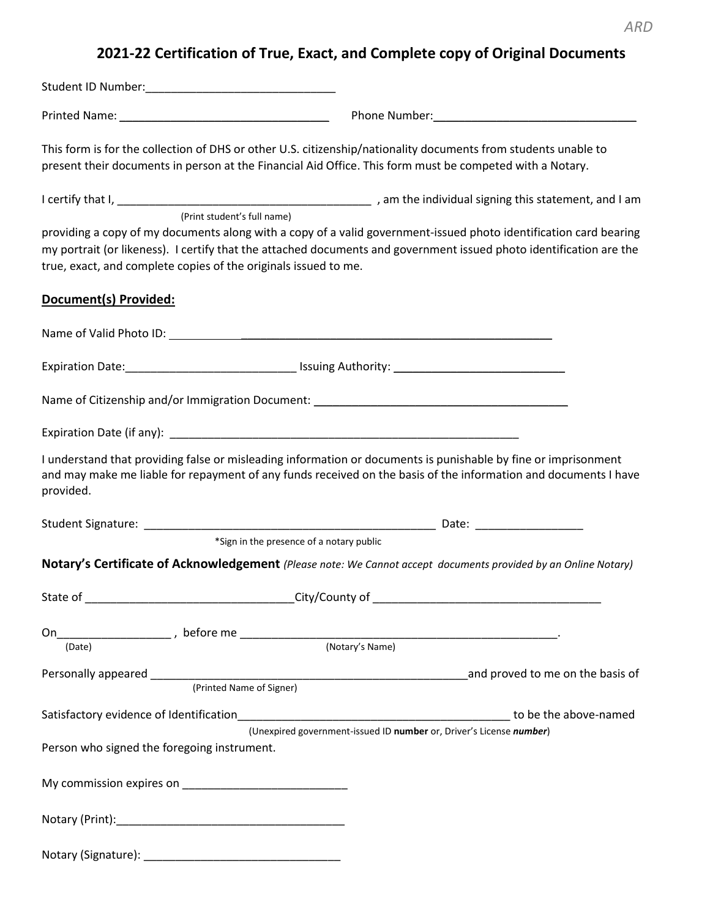ARD

# 2021-22 Certification of True, Exact, and Complete copy of Original Documents

Student ID Number:______________________________

Printed Name: _________________________________ Phone Number:_______________________________

This form is for the collection of DHS or other U.S. citizenship/nationality documents from students unable to present their documents in person at the Financial Aid Office. This form must be competed with a Notary.

I certify that I, _______________________________________ , am the individual signing this statement, and I am
(Print student's full name)
providing a copy of my documents along with a copy of a valid government-issued photo identification card bearing my portrait (or likeness). I certify that the attached documents and government issued photo identification are the true, exact, and complete copies of the originals issued to me.

**Document(s) Provided:**

Name of Valid Photo ID: _________________________________________________

Expiration Date:__________________________ Issuing Authority: __________________________

Name of Citizenship and/or Immigration Document: _______________________________________

Expiration Date (if any): ________________________________________________________

I understand that providing false or misleading information or documents is punishable by fine or imprisonment and may make me liable for repayment of any funds received on the basis of the information and documents I have provided.

Student Signature: ______________________________________________ Date: ________________
*Sign in the presence of a notary public

**Notary's Certificate of Acknowledgement** *(Please note: We Cannot accept documents provided by an Online Notary)*

State of ________________________________City/County of __________________________________

On_________________ , before me ___________________________________________________.
(Date) (Notary's Name)

Personally appeared ____________________________________________________and proved to me on the basis of
(Printed Name of Signer)

Satisfactory evidence of Identification__________________________________________ to be the above-named
(Unexpired government-issued ID **number** or, Driver's License ***number***)
Person who signed the foregoing instrument.

My commission expires on __________________________

Notary (Print):____________________________________

Notary (Signature): ______________________________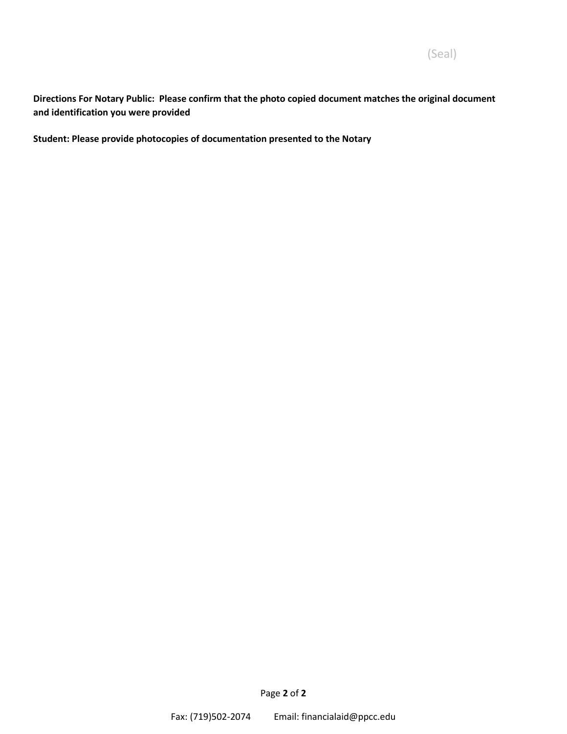(Seal)

**Directions For Notary Public: Please confirm that the photo copied document matches the original document and identification you were provided**

**Student: Please provide photocopies of documentation presented to the Notary**

Fax: (719)502-2074 Email: financialaid@ppcc.edu